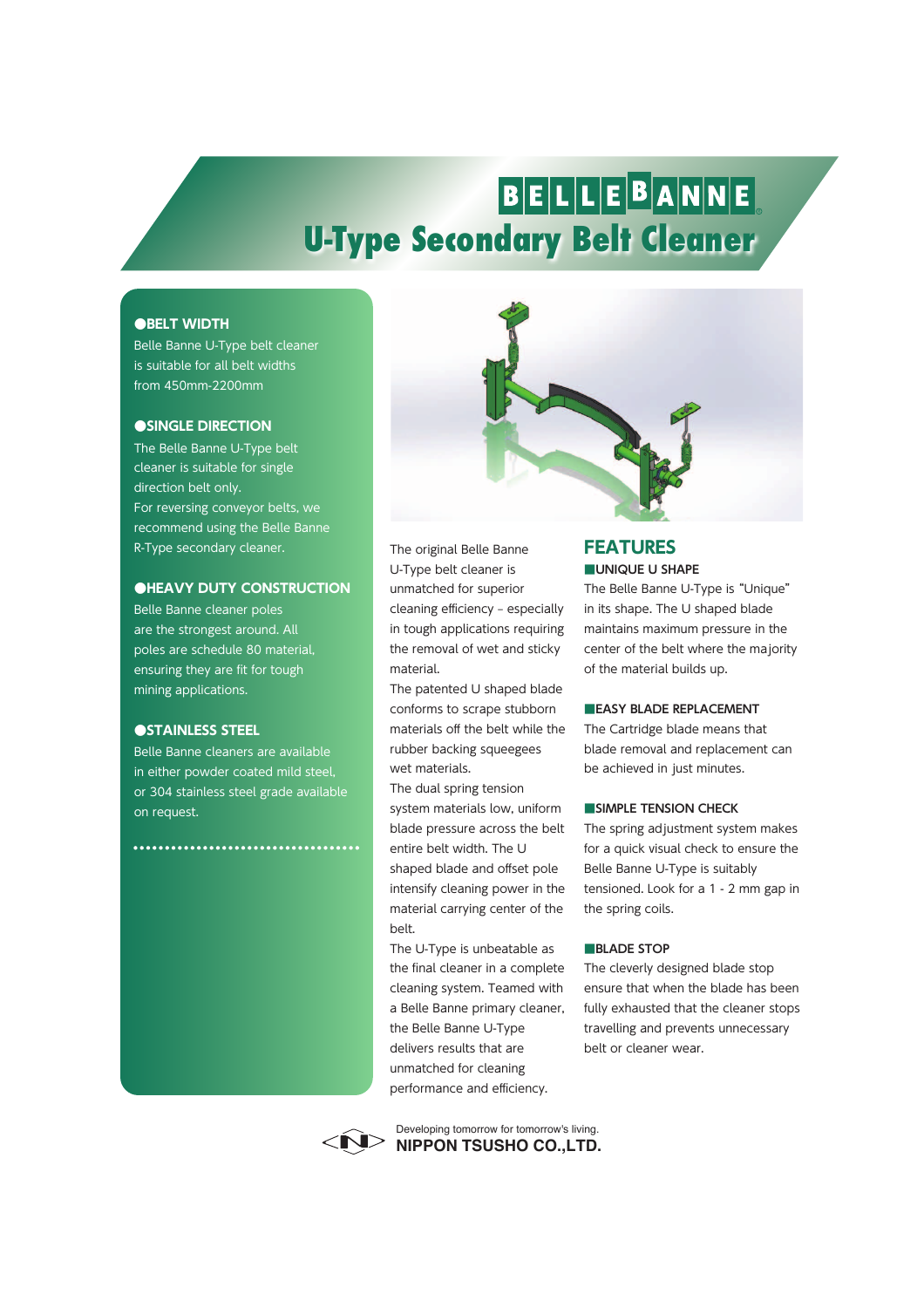# BELLEBANNE®

# U-Type Secondary Belt Cleaner

### ●BELT WIDTH

Belle Banne U-Type belt cleaner is suitable for all belt widths from 450mm-2200mm

### ●SINGLE DIRECTION

The Belle Banne U-Type belt cleaner is suitable for single direction belt only.
For reversing conveyor belts, we recommend using the Belle Banne R-Type secondary cleaner.

### ●HEAVY DUTY CONSTRUCTION

Belle Banne cleaner poles are the strongest around. All poles are schedule 80 material, ensuring they are fit for tough mining applications.

### ●STAINLESS STEEL

Belle Banne cleaners are available in either powder coated mild steel, or 304 stainless steel grade available on request.

The original Belle Banne U-Type belt cleaner is unmatched for superior cleaning efficiency – especially in tough applications requiring the removal of wet and sticky material.
The patented U shaped blade conforms to scrape stubborn materials off the belt while the rubber backing squeegees wet materials.
The dual spring tension system materials low, uniform blade pressure across the belt entire belt width. The U shaped blade and offset pole intensify cleaning power in the material carrying center of the belt.
The U-Type is unbeatable as the final cleaner in a complete cleaning system. Teamed with a Belle Banne primary cleaner, the Belle Banne U-Type delivers results that are unmatched for cleaning performance and efficiency.

## FEATURES

### ■UNIQUE U SHAPE

The Belle Banne U-Type is "Unique" in its shape. The U shaped blade maintains maximum pressure in the center of the belt where the majority of the material builds up.

### ■EASY BLADE REPLACEMENT

The Cartridge blade means that blade removal and replacement can be achieved in just minutes.

### ■SIMPLE TENSION CHECK

The spring adjustment system makes for a quick visual check to ensure the Belle Banne U-Type is suitably tensioned. Look for a 1 - 2 mm gap in the spring coils.

### ■BLADE STOP

The cleverly designed blade stop ensure that when the blade has been fully exhausted that the cleaner stops travelling and prevents unnecessary belt or cleaner wear.

Developing tomorrow for tomorrow's living.
**NIPPON TSUSHO CO.,LTD.**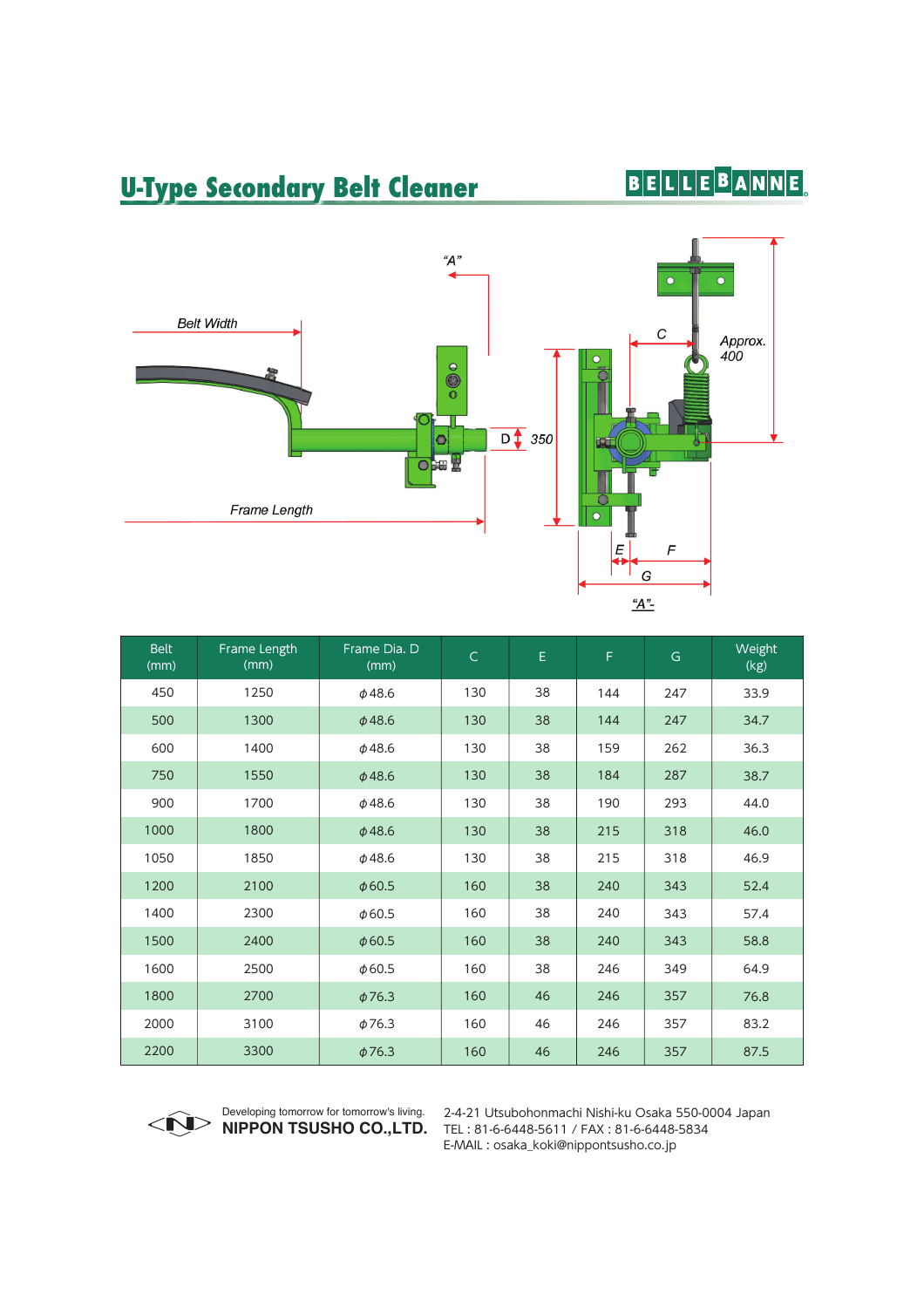# U-Type Secondary Belt Cleaner

BELLEBANNE

“A”

Belt Width

C

Approx. 400

D

350

Frame Length

E

F

G

“A”-

| Belt (mm) | Frame Length (mm) | Frame Dia. D (mm) | C | E | F | G | Weight (kg) |
|---|---|---|---|---|---|---|---|
| 450 | 1250 | φ48.6 | 130 | 38 | 144 | 247 | 33.9 |
| 500 | 1300 | φ48.6 | 130 | 38 | 144 | 247 | 34.7 |
| 600 | 1400 | φ48.6 | 130 | 38 | 159 | 262 | 36.3 |
| 750 | 1550 | φ48.6 | 130 | 38 | 184 | 287 | 38.7 |
| 900 | 1700 | φ48.6 | 130 | 38 | 190 | 293 | 44.0 |
| 1000 | 1800 | φ48.6 | 130 | 38 | 215 | 318 | 46.0 |
| 1050 | 1850 | φ48.6 | 130 | 38 | 215 | 318 | 46.9 |
| 1200 | 2100 | φ60.5 | 160 | 38 | 240 | 343 | 52.4 |
| 1400 | 2300 | φ60.5 | 160 | 38 | 240 | 343 | 57.4 |
| 1500 | 2400 | φ60.5 | 160 | 38 | 240 | 343 | 58.8 |
| 1600 | 2500 | φ60.5 | 160 | 38 | 246 | 349 | 64.9 |
| 1800 | 2700 | φ76.3 | 160 | 46 | 246 | 357 | 76.8 |
| 2000 | 3100 | φ76.3 | 160 | 46 | 246 | 357 | 83.2 |
| 2200 | 3300 | φ76.3 | 160 | 46 | 246 | 357 | 87.5 |

Developing tomorrow for tomorrow's living.
**NIPPON TSUSHO CO.,LTD.**

2-4-21 Utsubohonmachi Nishi-ku Osaka 550-0004 Japan
TEL : 81-6-6448-5611 / FAX : 81-6-6448-5834
E-MAIL : osaka_koki@nippontsusho.co.jp